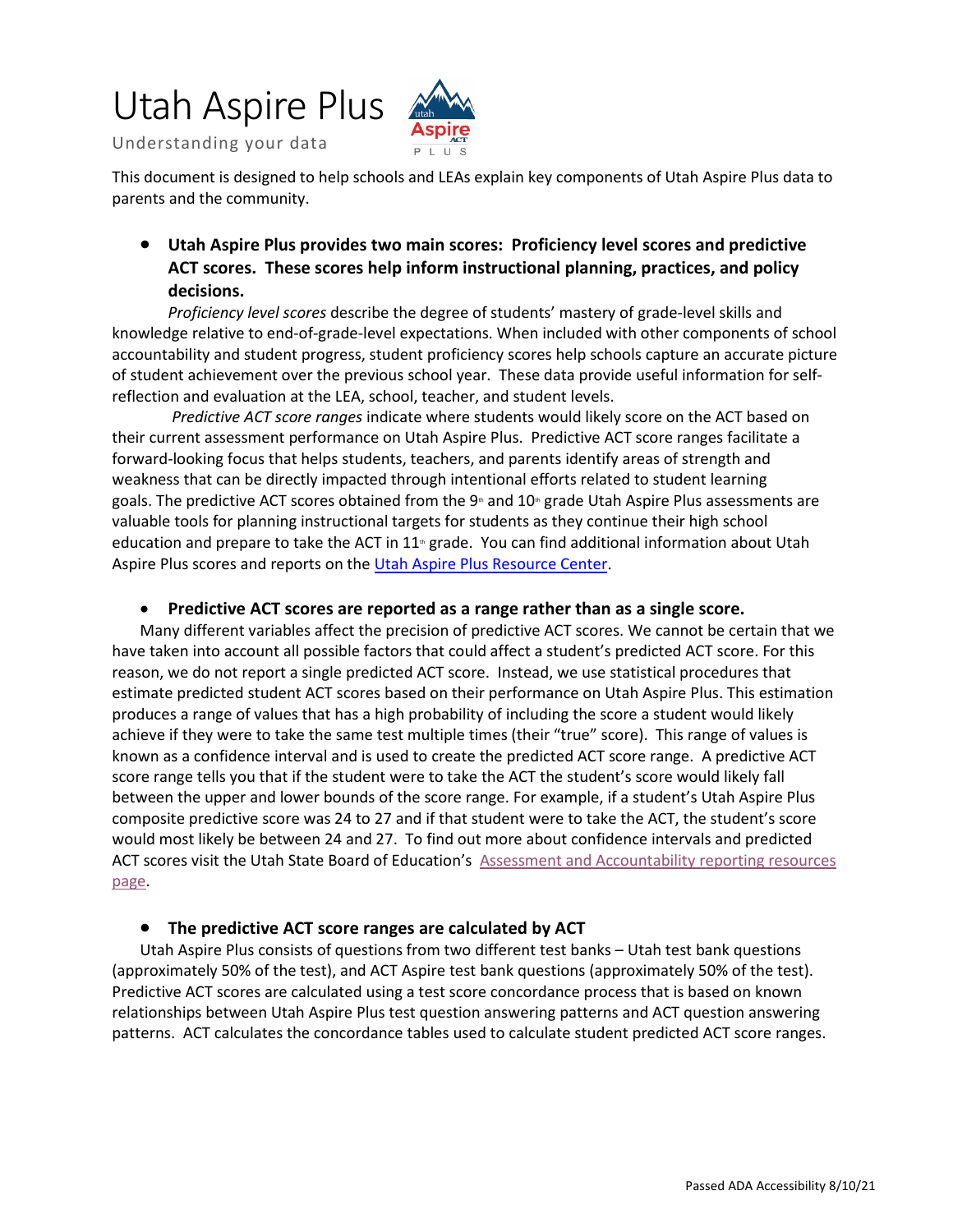# Utah Aspire Plus

Understanding your data

This document is designed to help schools and LEAs explain key components of Utah Aspire Plus data to parents and the community.

- **Utah Aspire Plus provides two main scores: Proficiency level scores and predictive ACT scores. These scores help inform instructional planning, practices, and policy decisions.**

*Proficiency level scores* describe the degree of students' mastery of grade-level skills and knowledge relative to end-of-grade-level expectations. When included with other components of school accountability and student progress, student proficiency scores help schools capture an accurate picture of student achievement over the previous school year. These data provide useful information for self-reflection and evaluation at the LEA, school, teacher, and student levels.

*Predictive ACT score ranges* indicate where students would likely score on the ACT based on their current assessment performance on Utah Aspire Plus. Predictive ACT score ranges facilitate a forward-looking focus that helps students, teachers, and parents identify areas of strength and weakness that can be directly impacted through intentional efforts related to student learning goals. The predictive ACT scores obtained from the 9th and 10th grade Utah Aspire Plus assessments are valuable tools for planning instructional targets for students as they continue their high school education and prepare to take the ACT in 11th grade. You can find additional information about Utah Aspire Plus scores and reports on the [Utah Aspire Plus Resource Center]().

- **Predictive ACT scores are reported as a range rather than as a single score.**

Many different variables affect the precision of predictive ACT scores. We cannot be certain that we have taken into account all possible factors that could affect a student's predicted ACT score. For this reason, we do not report a single predicted ACT score. Instead, we use statistical procedures that estimate predicted student ACT scores based on their performance on Utah Aspire Plus. This estimation produces a range of values that has a high probability of including the score a student would likely achieve if they were to take the same test multiple times (their "true" score). This range of values is known as a confidence interval and is used to create the predicted ACT score range. A predictive ACT score range tells you that if the student were to take the ACT the student's score would likely fall between the upper and lower bounds of the score range. For example, if a student's Utah Aspire Plus composite predictive score was 24 to 27 and if that student were to take the ACT, the student's score would most likely be between 24 and 27. To find out more about confidence intervals and predicted ACT scores visit the Utah State Board of Education's [Assessment and Accountability reporting resources page]().

- **The predictive ACT score ranges are calculated by ACT**

Utah Aspire Plus consists of questions from two different test banks – Utah test bank questions (approximately 50% of the test), and ACT Aspire test bank questions (approximately 50% of the test). Predictive ACT scores are calculated using a test score concordance process that is based on known relationships between Utah Aspire Plus test question answering patterns and ACT question answering patterns. ACT calculates the concordance tables used to calculate student predicted ACT score ranges.

Passed ADA Accessibility 8/10/21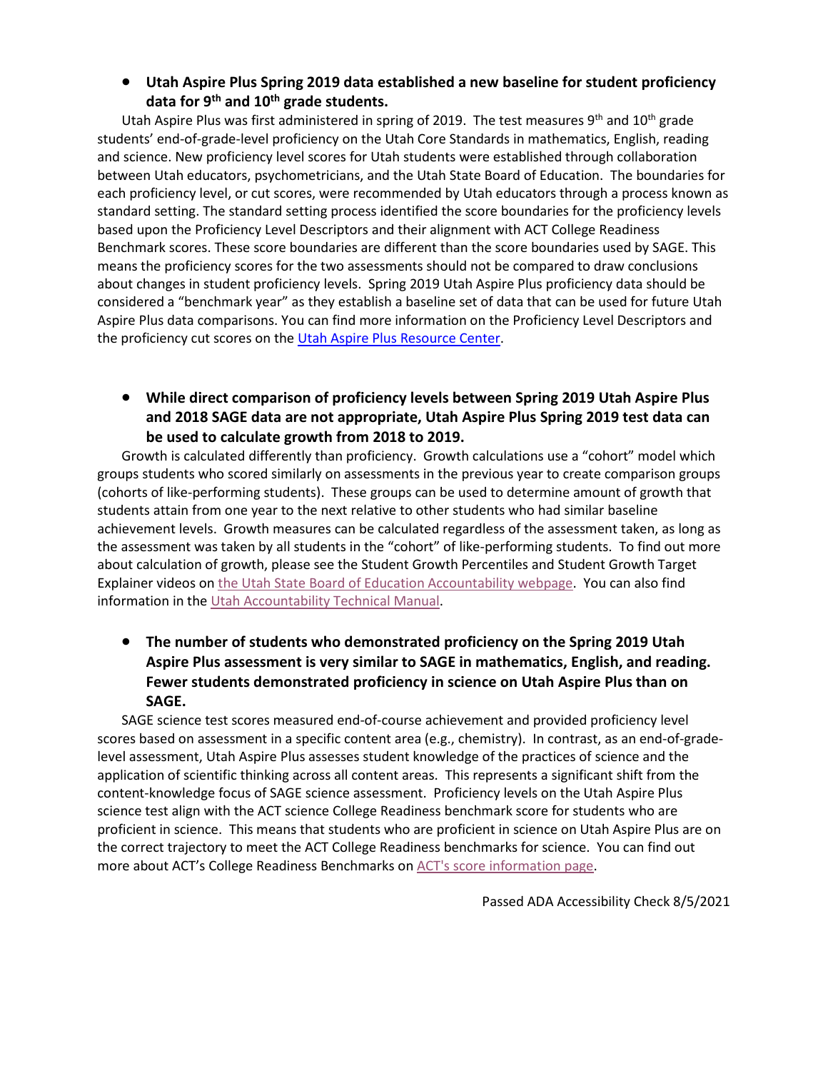- **Utah Aspire Plus Spring 2019 data established a new baseline for student proficiency data for 9th and 10th grade students.**

Utah Aspire Plus was first administered in spring of 2019. The test measures 9th and 10th grade students' end-of-grade-level proficiency on the Utah Core Standards in mathematics, English, reading and science. New proficiency level scores for Utah students were established through collaboration between Utah educators, psychometricians, and the Utah State Board of Education. The boundaries for each proficiency level, or cut scores, were recommended by Utah educators through a process known as standard setting. The standard setting process identified the score boundaries for the proficiency levels based upon the Proficiency Level Descriptors and their alignment with ACT College Readiness Benchmark scores. These score boundaries are different than the score boundaries used by SAGE. This means the proficiency scores for the two assessments should not be compared to draw conclusions about changes in student proficiency levels. Spring 2019 Utah Aspire Plus proficiency data should be considered a "benchmark year" as they establish a baseline set of data that can be used for future Utah Aspire Plus data comparisons. You can find more information on the Proficiency Level Descriptors and the proficiency cut scores on the Utah Aspire Plus Resource Center.

- **While direct comparison of proficiency levels between Spring 2019 Utah Aspire Plus and 2018 SAGE data are not appropriate, Utah Aspire Plus Spring 2019 test data can be used to calculate growth from 2018 to 2019.**

Growth is calculated differently than proficiency. Growth calculations use a "cohort" model which groups students who scored similarly on assessments in the previous year to create comparison groups (cohorts of like-performing students). These groups can be used to determine amount of growth that students attain from one year to the next relative to other students who had similar baseline achievement levels. Growth measures can be calculated regardless of the assessment taken, as long as the assessment was taken by all students in the "cohort" of like-performing students. To find out more about calculation of growth, please see the Student Growth Percentiles and Student Growth Target Explainer videos on the Utah State Board of Education Accountability webpage. You can also find information in the Utah Accountability Technical Manual.

- **The number of students who demonstrated proficiency on the Spring 2019 Utah Aspire Plus assessment is very similar to SAGE in mathematics, English, and reading. Fewer students demonstrated proficiency in science on Utah Aspire Plus than on SAGE.**

SAGE science test scores measured end-of-course achievement and provided proficiency level scores based on assessment in a specific content area (e.g., chemistry). In contrast, as an end-of-grade-level assessment, Utah Aspire Plus assesses student knowledge of the practices of science and the application of scientific thinking across all content areas. This represents a significant shift from the content-knowledge focus of SAGE science assessment. Proficiency levels on the Utah Aspire Plus science test align with the ACT science College Readiness benchmark score for students who are proficient in science. This means that students who are proficient in science on Utah Aspire Plus are on the correct trajectory to meet the ACT College Readiness benchmarks for science. You can find out more about ACT's College Readiness Benchmarks on ACT's score information page.

Passed ADA Accessibility Check 8/5/2021